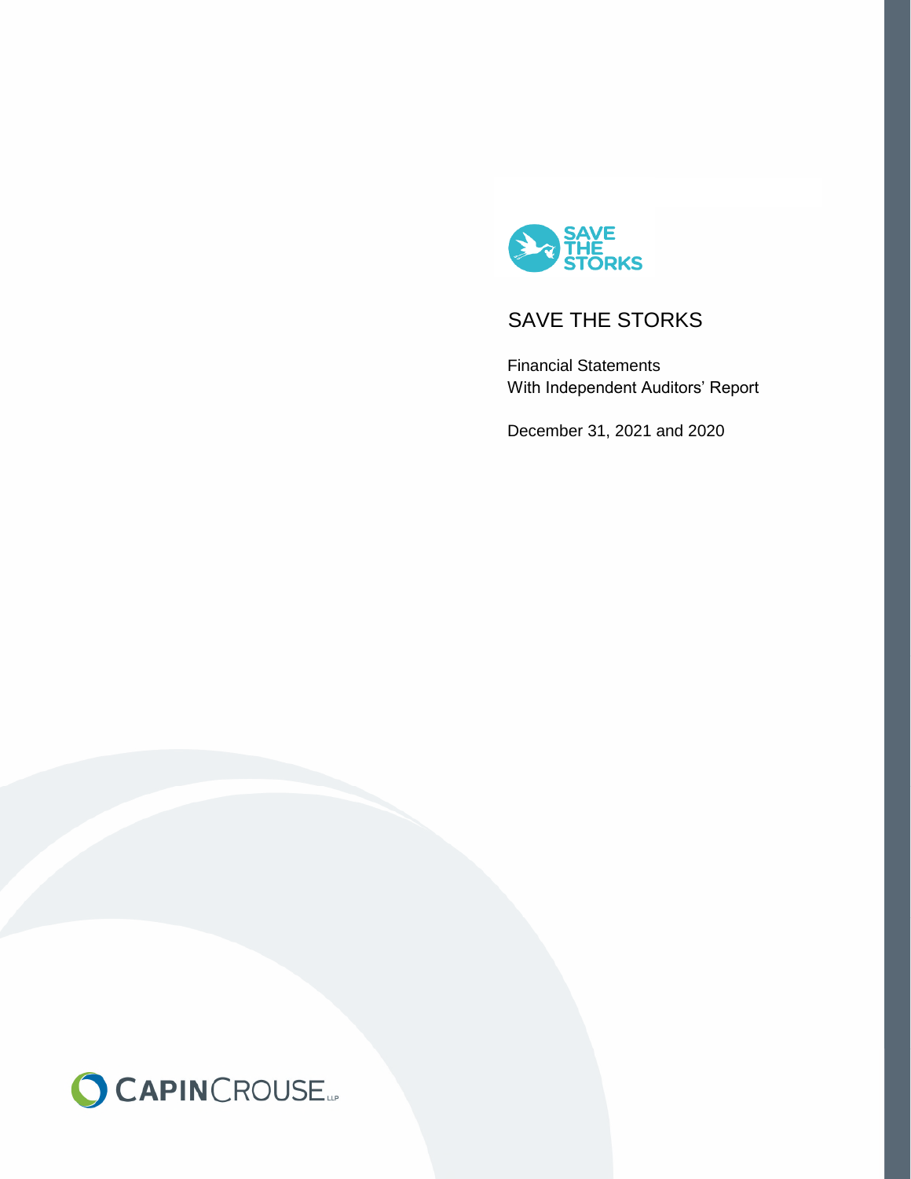# SAVE THE STORKS

Financial Statements
With Independent Auditors' Report

December 31, 2021 and 2020

CAPINCROUSE LLP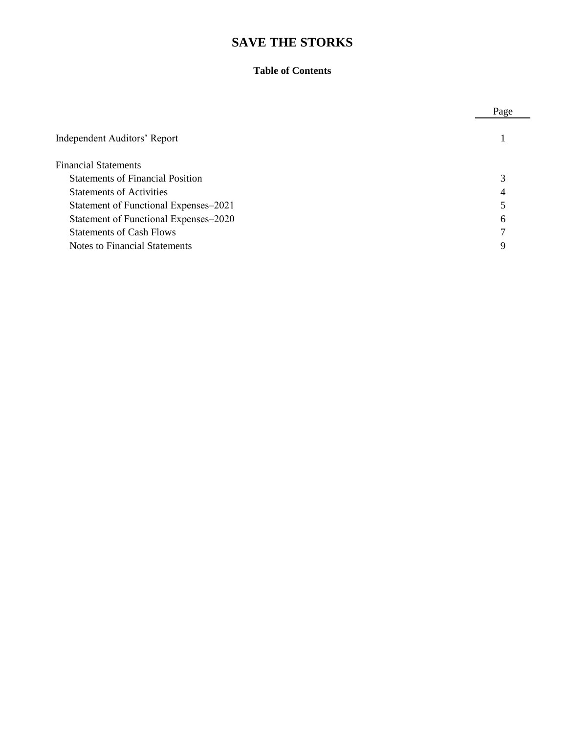# SAVE THE STORKS

## Table of Contents

| | Page |
|---|---|
| Independent Auditors' Report | 1 |
| Financial Statements | |
| Statements of Financial Position | 3 |
| Statements of Activities | 4 |
| Statement of Functional Expenses–2021 | 5 |
| Statement of Functional Expenses–2020 | 6 |
| Statements of Cash Flows | 7 |
| Notes to Financial Statements | 9 |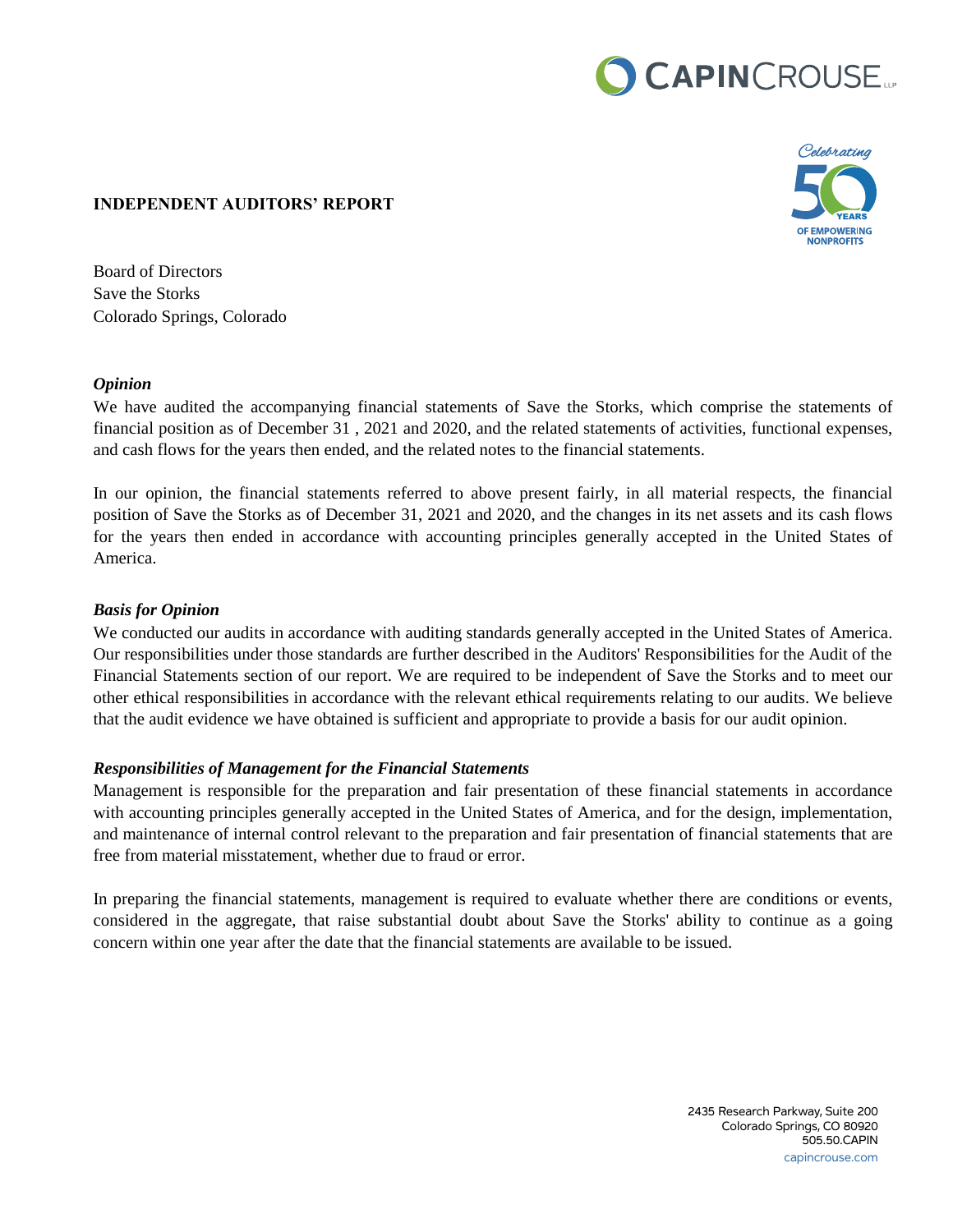# INDEPENDENT AUDITORS' REPORT

Board of Directors
Save the Storks
Colorado Springs, Colorado

### *Opinion*

We have audited the accompanying financial statements of Save the Storks, which comprise the statements of financial position as of December 31 , 2021 and 2020, and the related statements of activities, functional expenses, and cash flows for the years then ended, and the related notes to the financial statements.

In our opinion, the financial statements referred to above present fairly, in all material respects, the financial position of Save the Storks as of December 31, 2021 and 2020, and the changes in its net assets and its cash flows for the years then ended in accordance with accounting principles generally accepted in the United States of America.

### *Basis for Opinion*

We conducted our audits in accordance with auditing standards generally accepted in the United States of America. Our responsibilities under those standards are further described in the Auditors' Responsibilities for the Audit of the Financial Statements section of our report. We are required to be independent of Save the Storks and to meet our other ethical responsibilities in accordance with the relevant ethical requirements relating to our audits. We believe that the audit evidence we have obtained is sufficient and appropriate to provide a basis for our audit opinion.

### *Responsibilities of Management for the Financial Statements*

Management is responsible for the preparation and fair presentation of these financial statements in accordance with accounting principles generally accepted in the United States of America, and for the design, implementation, and maintenance of internal control relevant to the preparation and fair presentation of financial statements that are free from material misstatement, whether due to fraud or error.

In preparing the financial statements, management is required to evaluate whether there are conditions or events, considered in the aggregate, that raise substantial doubt about Save the Storks' ability to continue as a going concern within one year after the date that the financial statements are available to be issued.

2435 Research Parkway, Suite 200
Colorado Springs, CO 80920
505.50.CAPIN
capincrouse.com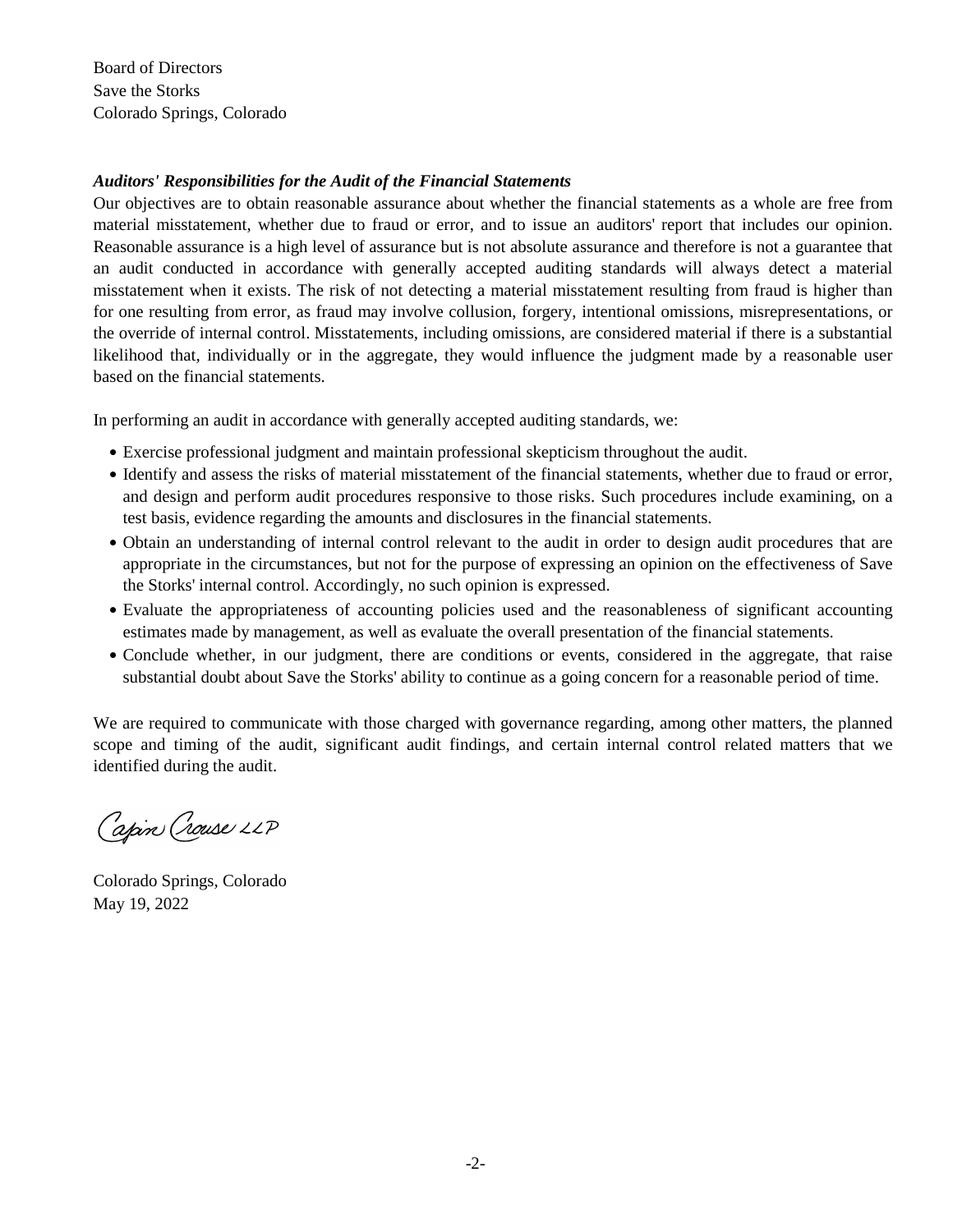Board of Directors
Save the Storks
Colorado Springs, Colorado

***Auditors' Responsibilities for the Audit of the Financial Statements***

Our objectives are to obtain reasonable assurance about whether the financial statements as a whole are free from material misstatement, whether due to fraud or error, and to issue an auditors' report that includes our opinion. Reasonable assurance is a high level of assurance but is not absolute assurance and therefore is not a guarantee that an audit conducted in accordance with generally accepted auditing standards will always detect a material misstatement when it exists. The risk of not detecting a material misstatement resulting from fraud is higher than for one resulting from error, as fraud may involve collusion, forgery, intentional omissions, misrepresentations, or the override of internal control. Misstatements, including omissions, are considered material if there is a substantial likelihood that, individually or in the aggregate, they would influence the judgment made by a reasonable user based on the financial statements.

In performing an audit in accordance with generally accepted auditing standards, we:

- Exercise professional judgment and maintain professional skepticism throughout the audit.
- Identify and assess the risks of material misstatement of the financial statements, whether due to fraud or error, and design and perform audit procedures responsive to those risks. Such procedures include examining, on a test basis, evidence regarding the amounts and disclosures in the financial statements.
- Obtain an understanding of internal control relevant to the audit in order to design audit procedures that are appropriate in the circumstances, but not for the purpose of expressing an opinion on the effectiveness of Save the Storks' internal control. Accordingly, no such opinion is expressed.
- Evaluate the appropriateness of accounting policies used and the reasonableness of significant accounting estimates made by management, as well as evaluate the overall presentation of the financial statements.
- Conclude whether, in our judgment, there are conditions or events, considered in the aggregate, that raise substantial doubt about Save the Storks' ability to continue as a going concern for a reasonable period of time.

We are required to communicate with those charged with governance regarding, among other matters, the planned scope and timing of the audit, significant audit findings, and certain internal control related matters that we identified during the audit.

Capin Crouse LLP

Colorado Springs, Colorado
May 19, 2022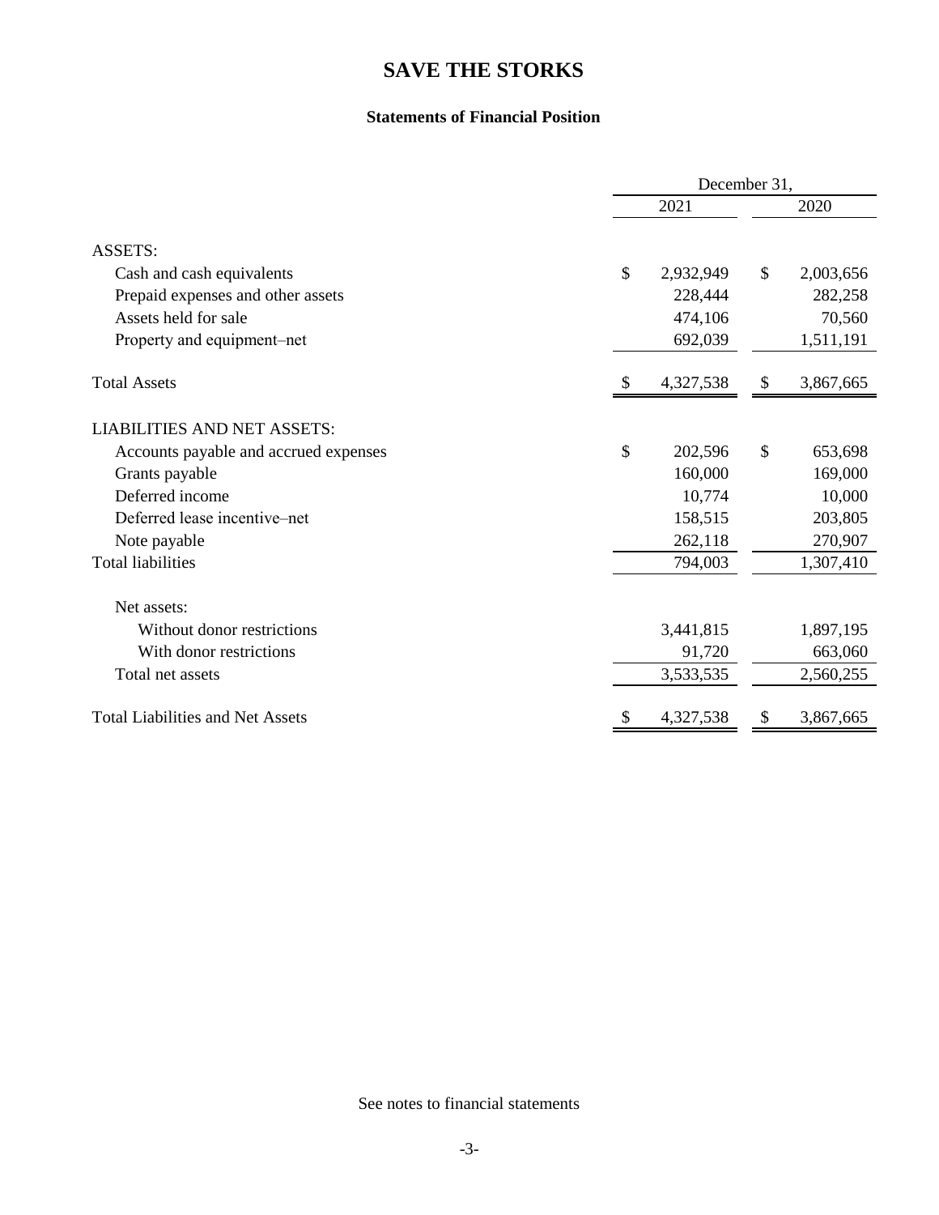# SAVE THE STORKS

### Statements of Financial Position

| | December 31, 2021 | December 31, 2020 |
|---|---|---|
| ASSETS: | | |
| Cash and cash equivalents | $ 2,932,949 | $ 2,003,656 |
| Prepaid expenses and other assets | 228,444 | 282,258 |
| Assets held for sale | 474,106 | 70,560 |
| Property and equipment–net | 692,039 | 1,511,191 |
| Total Assets | $ 4,327,538 | $ 3,867,665 |
| LIABILITIES AND NET ASSETS: | | |
| Accounts payable and accrued expenses | $ 202,596 | $ 653,698 |
| Grants payable | 160,000 | 169,000 |
| Deferred income | 10,774 | 10,000 |
| Deferred lease incentive–net | 158,515 | 203,805 |
| Note payable | 262,118 | 270,907 |
| Total liabilities | 794,003 | 1,307,410 |
| Net assets: | | |
| Without donor restrictions | 3,441,815 | 1,897,195 |
| With donor restrictions | 91,720 | 663,060 |
| Total net assets | 3,533,535 | 2,560,255 |
| Total Liabilities and Net Assets | $ 4,327,538 | $ 3,867,665 |

See notes to financial statements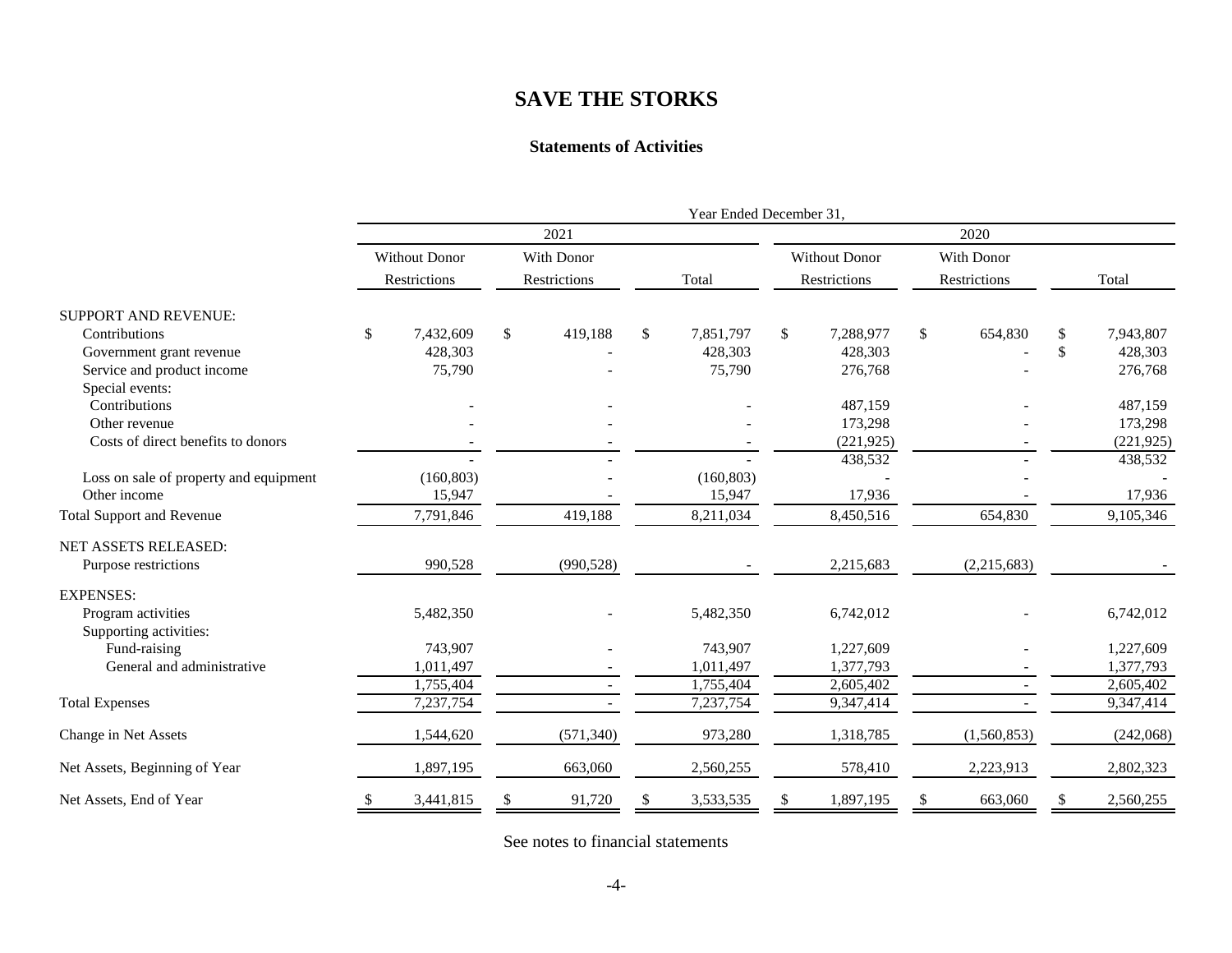# SAVE THE STORKS

## Statements of Activities

| | Year Ended December 31, | | | | | |
|---|---|---|---|---|---|---|
| | 2021 | | | 2020 | | |
| | Without Donor Restrictions | With Donor Restrictions | Total | Without Donor Restrictions | With Donor Restrictions | Total |
| SUPPORT AND REVENUE: | | | | | | |
| Contributions | $ 7,432,609 | $ 419,188 | $ 7,851,797 | $ 7,288,977 | $ 654,830 | $ 7,943,807 |
| Government grant revenue | 428,303 | - | 428,303 | 428,303 | - | $ 428,303 |
| Service and product income | 75,790 | - | 75,790 | 276,768 | - | 276,768 |
| Special events: | | | | | | |
| Contributions | - | - | - | 487,159 | - | 487,159 |
| Other revenue | - | - | - | 173,298 | - | 173,298 |
| Costs of direct benefits to donors | - | - | - | (221,925) | - | (221,925) |
| | - | - | - | 438,532 | - | 438,532 |
| Loss on sale of property and equipment | (160,803) | - | (160,803) | - | - | - |
| Other income | 15,947 | - | 15,947 | 17,936 | - | 17,936 |
| Total Support and Revenue | 7,791,846 | 419,188 | 8,211,034 | 8,450,516 | 654,830 | 9,105,346 |
| NET ASSETS RELEASED: | | | | | | |
| Purpose restrictions | 990,528 | (990,528) | - | 2,215,683 | (2,215,683) | - |
| EXPENSES: | | | | | | |
| Program activities | 5,482,350 | - | 5,482,350 | 6,742,012 | - | 6,742,012 |
| Supporting activities: | | | | | | |
| Fund-raising | 743,907 | - | 743,907 | 1,227,609 | - | 1,227,609 |
| General and administrative | 1,011,497 | - | 1,011,497 | 1,377,793 | - | 1,377,793 |
| | 1,755,404 | - | 1,755,404 | 2,605,402 | - | 2,605,402 |
| Total Expenses | 7,237,754 | - | 7,237,754 | 9,347,414 | - | 9,347,414 |
| Change in Net Assets | 1,544,620 | (571,340) | 973,280 | 1,318,785 | (1,560,853) | (242,068) |
| Net Assets, Beginning of Year | 1,897,195 | 663,060 | 2,560,255 | 578,410 | 2,223,913 | 2,802,323 |
| Net Assets, End of Year | $ 3,441,815 | $ 91,720 | $ 3,533,535 | $ 1,897,195 | $ 663,060 | $ 2,560,255 |

See notes to financial statements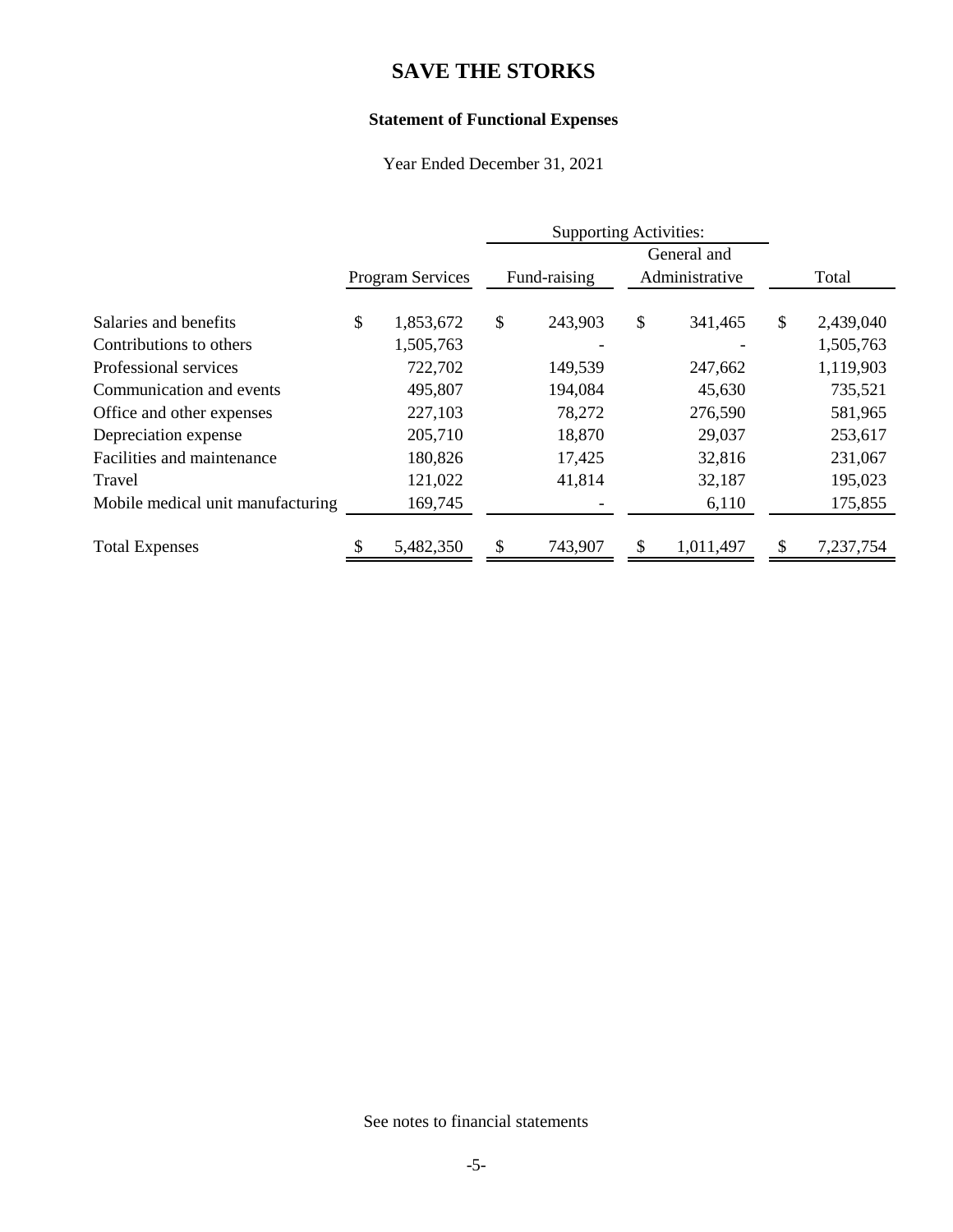# SAVE THE STORKS

## Statement of Functional Expenses

Year Ended December 31, 2021

| | | Supporting Activities: | | |
|---|---|---|---|---|
| | Program Services | Fund-raising | General and Administrative | Total |
| Salaries and benefits | $ 1,853,672 | $ 243,903 | $ 341,465 | $ 2,439,040 |
| Contributions to others | 1,505,763 | - | - | 1,505,763 |
| Professional services | 722,702 | 149,539 | 247,662 | 1,119,903 |
| Communication and events | 495,807 | 194,084 | 45,630 | 735,521 |
| Office and other expenses | 227,103 | 78,272 | 276,590 | 581,965 |
| Depreciation expense | 205,710 | 18,870 | 29,037 | 253,617 |
| Facilities and maintenance | 180,826 | 17,425 | 32,816 | 231,067 |
| Travel | 121,022 | 41,814 | 32,187 | 195,023 |
| Mobile medical unit manufacturing | 169,745 | - | 6,110 | 175,855 |
| Total Expenses | $ 5,482,350 | $ 743,907 | $ 1,011,497 | $ 7,237,754 |

See notes to financial statements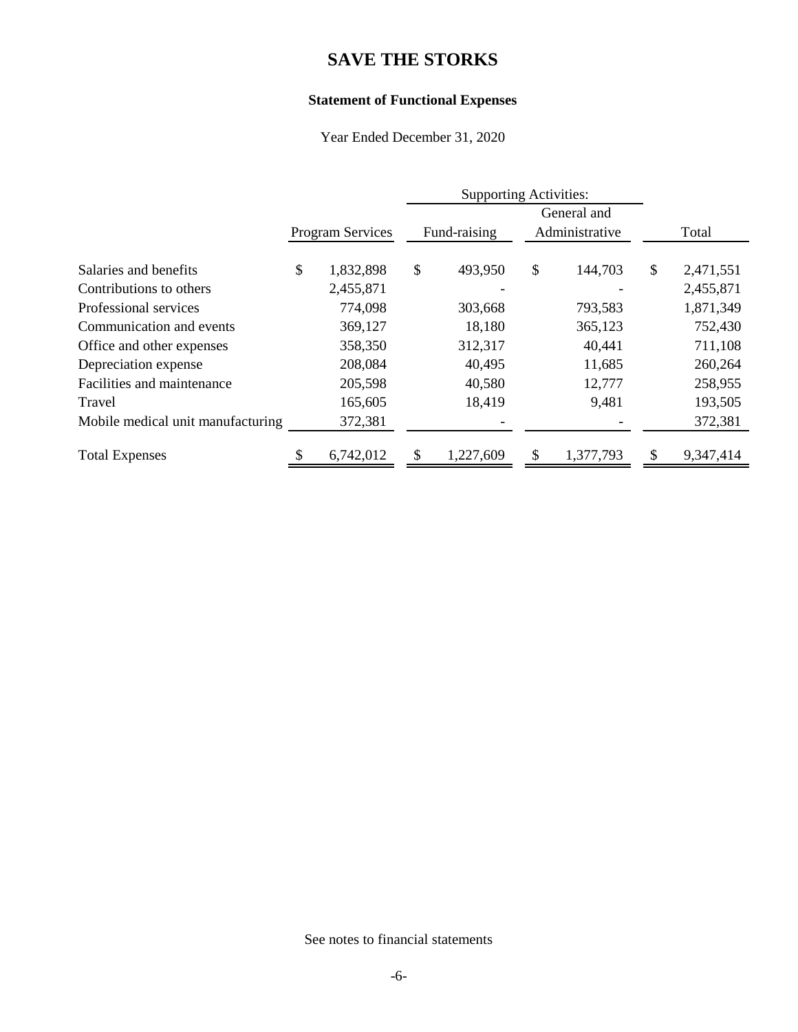# SAVE THE STORKS

## Statement of Functional Expenses

Year Ended December 31, 2020

| | | Supporting Activities: | | |
|---|---|---|---|---|
| | Program Services | Fund-raising | General and Administrative | Total |
| Salaries and benefits | $ 1,832,898 | $ 493,950 | $ 144,703 | $ 2,471,551 |
| Contributions to others | 2,455,871 | - | - | 2,455,871 |
| Professional services | 774,098 | 303,668 | 793,583 | 1,871,349 |
| Communication and events | 369,127 | 18,180 | 365,123 | 752,430 |
| Office and other expenses | 358,350 | 312,317 | 40,441 | 711,108 |
| Depreciation expense | 208,084 | 40,495 | 11,685 | 260,264 |
| Facilities and maintenance | 205,598 | 40,580 | 12,777 | 258,955 |
| Travel | 165,605 | 18,419 | 9,481 | 193,505 |
| Mobile medical unit manufacturing | 372,381 | - | - | 372,381 |
| Total Expenses | $ 6,742,012 | $ 1,227,609 | $ 1,377,793 | $ 9,347,414 |

See notes to financial statements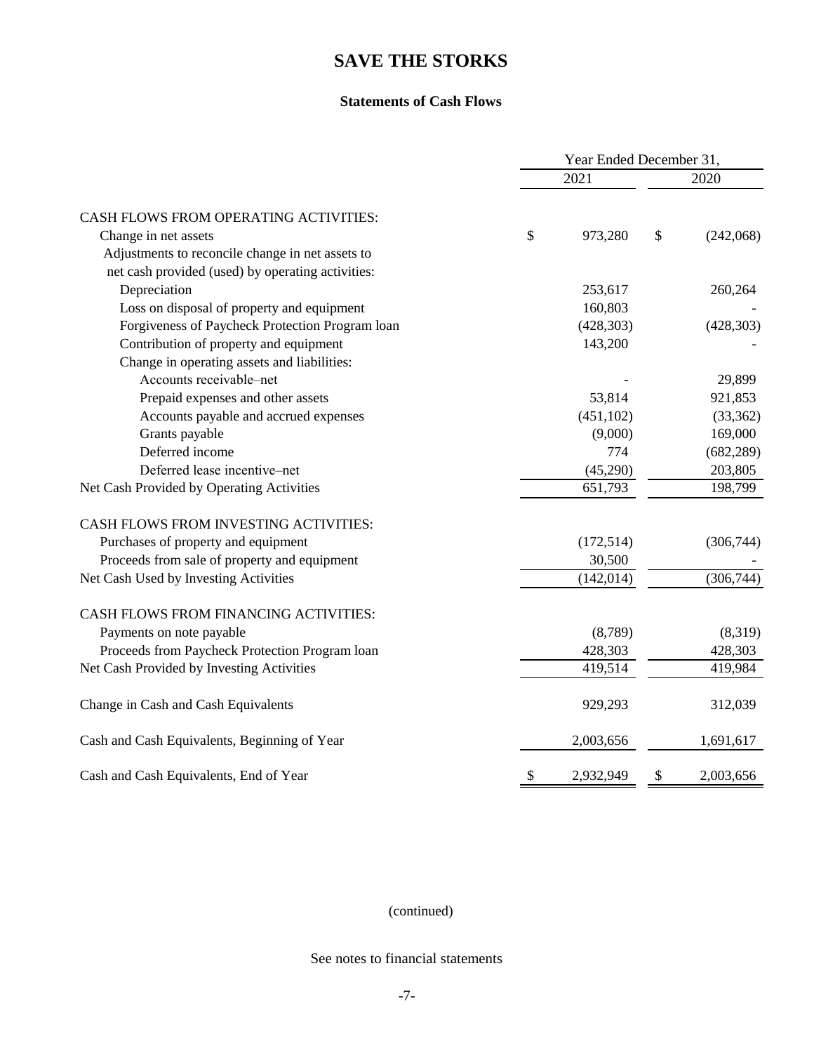# SAVE THE STORKS

## Statements of Cash Flows

| | Year Ended December 31, | |
|---|---|---|
| | 2021 | 2020 |
| CASH FLOWS FROM OPERATING ACTIVITIES: | | |
| Change in net assets | $ 973,280 | $ (242,068) |
| Adjustments to reconcile change in net assets to net cash provided (used) by operating activities: | | |
| Depreciation | 253,617 | 260,264 |
| Loss on disposal of property and equipment | 160,803 | - |
| Forgiveness of Paycheck Protection Program loan | (428,303) | (428,303) |
| Contribution of property and equipment | 143,200 | - |
| Change in operating assets and liabilities: | | |
| Accounts receivable–net | - | 29,899 |
| Prepaid expenses and other assets | 53,814 | 921,853 |
| Accounts payable and accrued expenses | (451,102) | (33,362) |
| Grants payable | (9,000) | 169,000 |
| Deferred income | 774 | (682,289) |
| Deferred lease incentive–net | (45,290) | 203,805 |
| Net Cash Provided by Operating Activities | 651,793 | 198,799 |
| CASH FLOWS FROM INVESTING ACTIVITIES: | | |
| Purchases of property and equipment | (172,514) | (306,744) |
| Proceeds from sale of property and equipment | 30,500 | - |
| Net Cash Used by Investing Activities | (142,014) | (306,744) |
| CASH FLOWS FROM FINANCING ACTIVITIES: | | |
| Payments on note payable | (8,789) | (8,319) |
| Proceeds from Paycheck Protection Program loan | 428,303 | 428,303 |
| Net Cash Provided by Investing Activities | 419,514 | 419,984 |
| Change in Cash and Cash Equivalents | 929,293 | 312,039 |
| Cash and Cash Equivalents, Beginning of Year | 2,003,656 | 1,691,617 |
| Cash and Cash Equivalents, End of Year | $ 2,932,949 | $ 2,003,656 |

(continued)

See notes to financial statements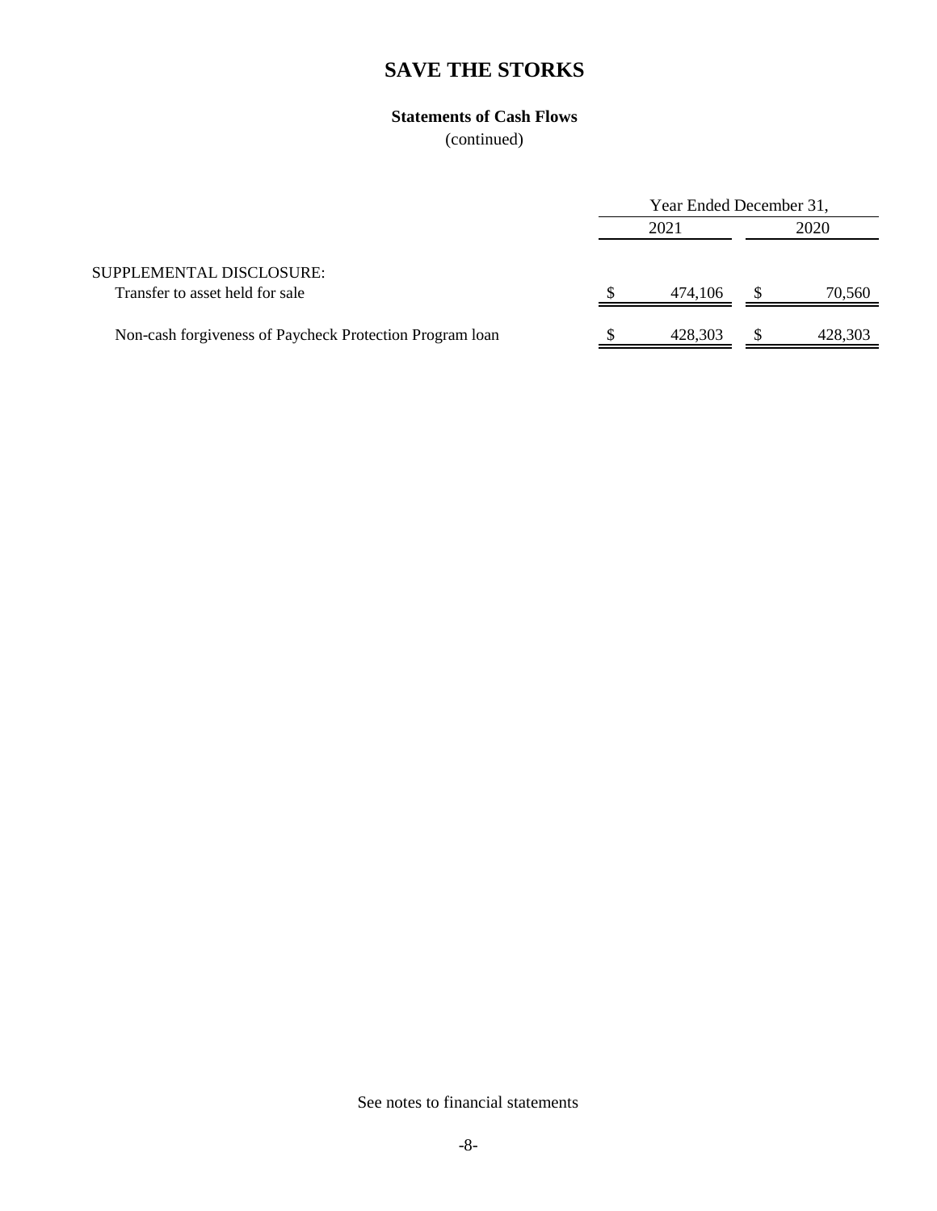# SAVE THE STORKS

### Statements of Cash Flows

(continued)

| | Year Ended December 31, | |
|---|---|---|
| | 2021 | 2020 |
| SUPPLEMENTAL DISCLOSURE: | | |
| Transfer to asset held for sale | $ 474,106 | $ 70,560 |
| Non-cash forgiveness of Paycheck Protection Program loan | $ 428,303 | $ 428,303 |

See notes to financial statements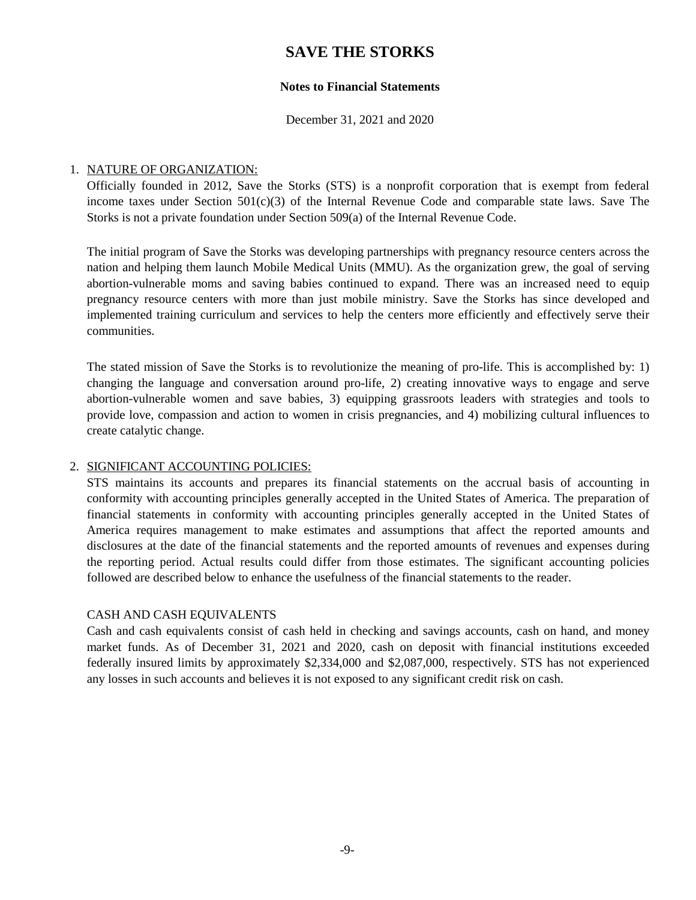# SAVE THE STORKS

**Notes to Financial Statements**

December 31, 2021 and 2020

1. NATURE OF ORGANIZATION:

   Officially founded in 2012, Save the Storks (STS) is a nonprofit corporation that is exempt from federal income taxes under Section 501(c)(3) of the Internal Revenue Code and comparable state laws. Save The Storks is not a private foundation under Section 509(a) of the Internal Revenue Code.

   The initial program of Save the Storks was developing partnerships with pregnancy resource centers across the nation and helping them launch Mobile Medical Units (MMU). As the organization grew, the goal of serving abortion-vulnerable moms and saving babies continued to expand. There was an increased need to equip pregnancy resource centers with more than just mobile ministry. Save the Storks has since developed and implemented training curriculum and services to help the centers more efficiently and effectively serve their communities.

   The stated mission of Save the Storks is to revolutionize the meaning of pro-life. This is accomplished by: 1) changing the language and conversation around pro-life, 2) creating innovative ways to engage and serve abortion-vulnerable women and save babies, 3) equipping grassroots leaders with strategies and tools to provide love, compassion and action to women in crisis pregnancies, and 4) mobilizing cultural influences to create catalytic change.

2. SIGNIFICANT ACCOUNTING POLICIES:

   STS maintains its accounts and prepares its financial statements on the accrual basis of accounting in conformity with accounting principles generally accepted in the United States of America. The preparation of financial statements in conformity with accounting principles generally accepted in the United States of America requires management to make estimates and assumptions that affect the reported amounts and disclosures at the date of the financial statements and the reported amounts of revenues and expenses during the reporting period. Actual results could differ from those estimates. The significant accounting policies followed are described below to enhance the usefulness of the financial statements to the reader.

   CASH AND CASH EQUIVALENTS

   Cash and cash equivalents consist of cash held in checking and savings accounts, cash on hand, and money market funds. As of December 31, 2021 and 2020, cash on deposit with financial institutions exceeded federally insured limits by approximately $2,334,000 and $2,087,000, respectively. STS has not experienced any losses in such accounts and believes it is not exposed to any significant credit risk on cash.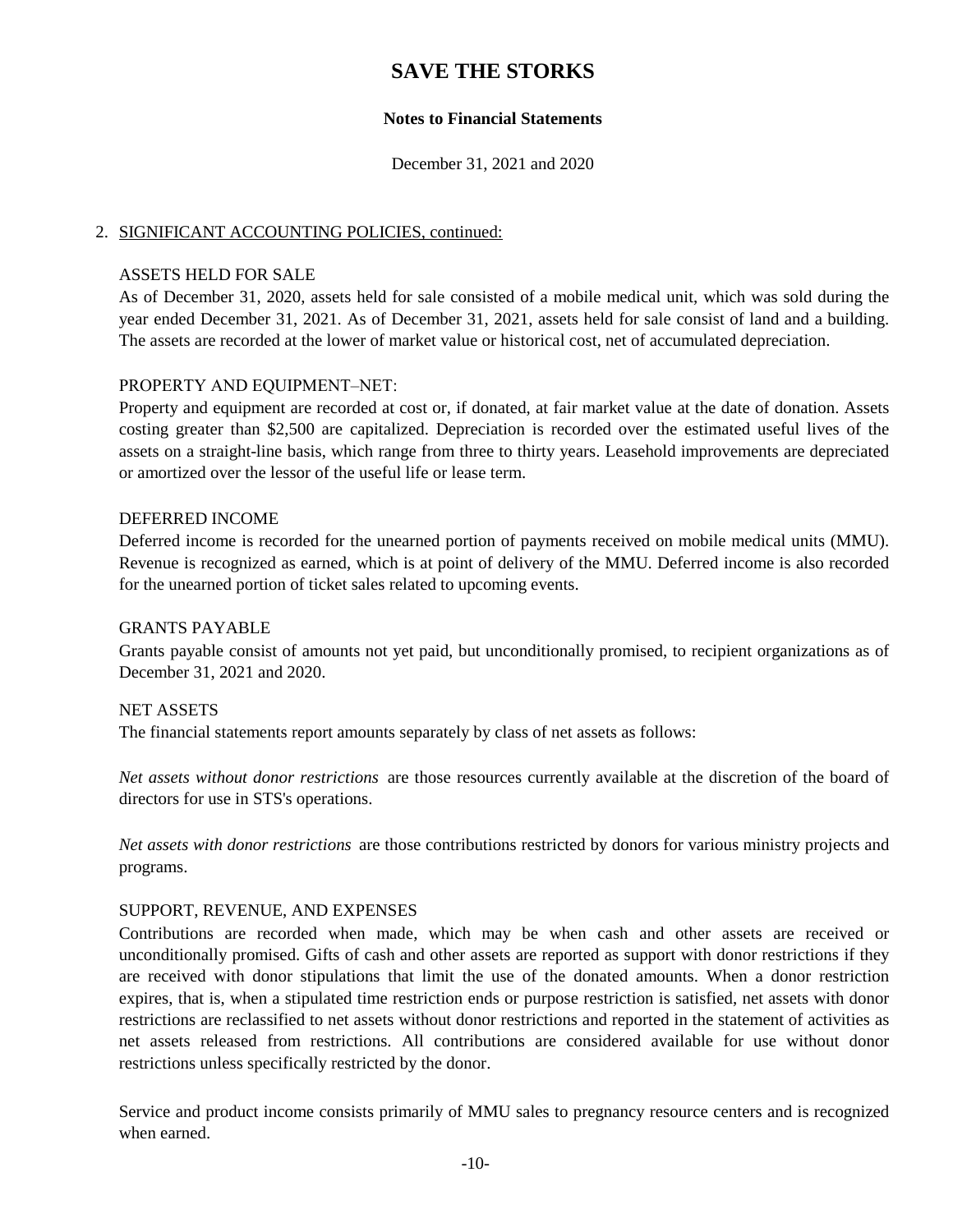# SAVE THE STORKS

**Notes to Financial Statements**

December 31, 2021 and 2020

2. SIGNIFICANT ACCOUNTING POLICIES, continued:

ASSETS HELD FOR SALE

As of December 31, 2020, assets held for sale consisted of a mobile medical unit, which was sold during the year ended December 31, 2021. As of December 31, 2021, assets held for sale consist of land and a building. The assets are recorded at the lower of market value or historical cost, net of accumulated depreciation.

PROPERTY AND EQUIPMENT–NET:

Property and equipment are recorded at cost or, if donated, at fair market value at the date of donation. Assets costing greater than $2,500 are capitalized. Depreciation is recorded over the estimated useful lives of the assets on a straight-line basis, which range from three to thirty years. Leasehold improvements are depreciated or amortized over the lessor of the useful life or lease term.

DEFERRED INCOME

Deferred income is recorded for the unearned portion of payments received on mobile medical units (MMU). Revenue is recognized as earned, which is at point of delivery of the MMU. Deferred income is also recorded for the unearned portion of ticket sales related to upcoming events.

GRANTS PAYABLE

Grants payable consist of amounts not yet paid, but unconditionally promised, to recipient organizations as of December 31, 2021 and 2020.

NET ASSETS

The financial statements report amounts separately by class of net assets as follows:

*Net assets without donor restrictions* are those resources currently available at the discretion of the board of directors for use in STS's operations.

*Net assets with donor restrictions* are those contributions restricted by donors for various ministry projects and programs.

SUPPORT, REVENUE, AND EXPENSES

Contributions are recorded when made, which may be when cash and other assets are received or unconditionally promised. Gifts of cash and other assets are reported as support with donor restrictions if they are received with donor stipulations that limit the use of the donated amounts. When a donor restriction expires, that is, when a stipulated time restriction ends or purpose restriction is satisfied, net assets with donor restrictions are reclassified to net assets without donor restrictions and reported in the statement of activities as net assets released from restrictions. All contributions are considered available for use without donor restrictions unless specifically restricted by the donor.

Service and product income consists primarily of MMU sales to pregnancy resource centers and is recognized when earned.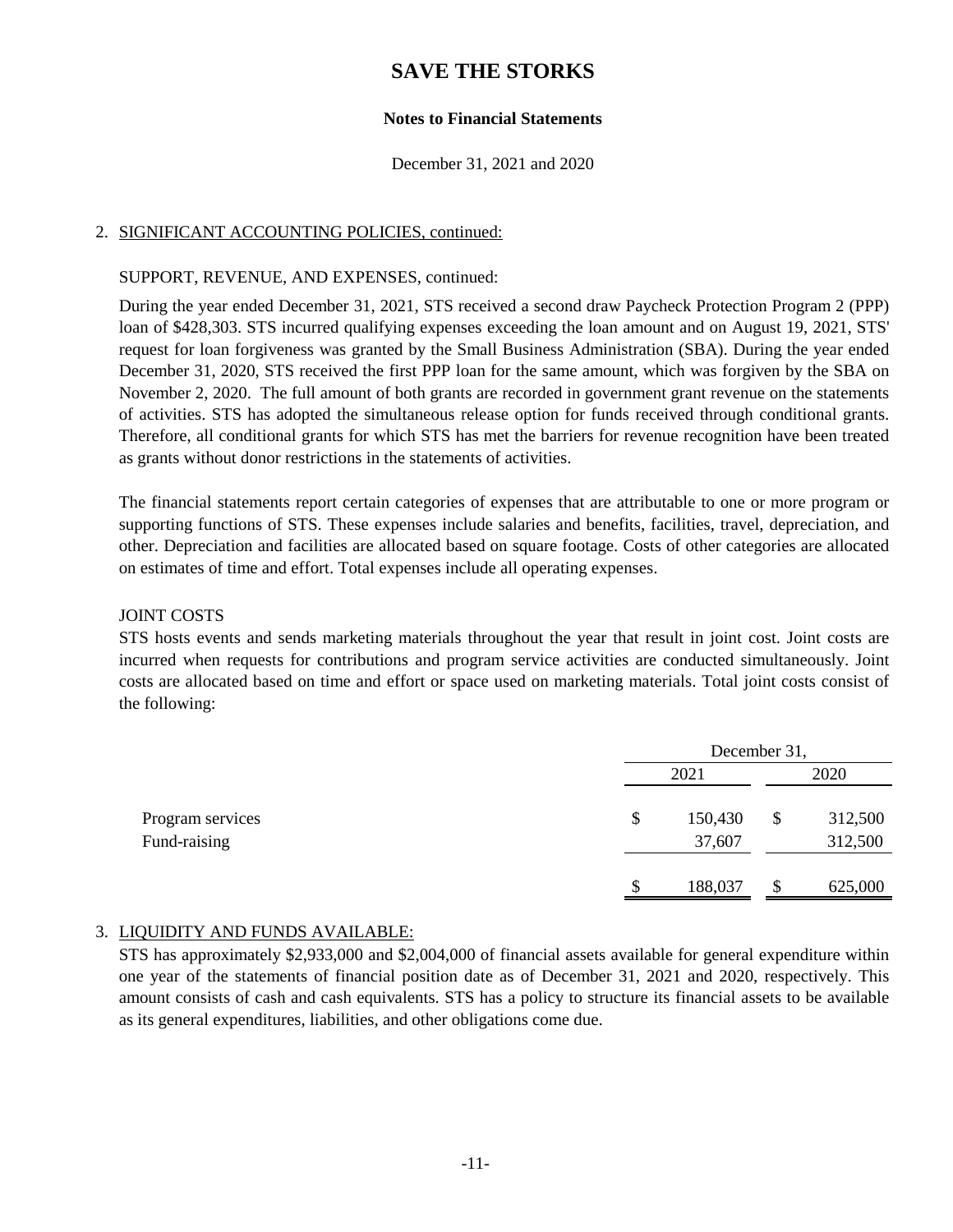# SAVE THE STORKS

**Notes to Financial Statements**

December 31, 2021 and 2020

## 2. SIGNIFICANT ACCOUNTING POLICIES, continued:

SUPPORT, REVENUE, AND EXPENSES, continued:

During the year ended December 31, 2021, STS received a second draw Paycheck Protection Program 2 (PPP) loan of $428,303. STS incurred qualifying expenses exceeding the loan amount and on August 19, 2021, STS' request for loan forgiveness was granted by the Small Business Administration (SBA). During the year ended December 31, 2020, STS received the first PPP loan for the same amount, which was forgiven by the SBA on November 2, 2020. The full amount of both grants are recorded in government grant revenue on the statements of activities. STS has adopted the simultaneous release option for funds received through conditional grants. Therefore, all conditional grants for which STS has met the barriers for revenue recognition have been treated as grants without donor restrictions in the statements of activities.

The financial statements report certain categories of expenses that are attributable to one or more program or supporting functions of STS. These expenses include salaries and benefits, facilities, travel, depreciation, and other. Depreciation and facilities are allocated based on square footage. Costs of other categories are allocated on estimates of time and effort. Total expenses include all operating expenses.

JOINT COSTS

STS hosts events and sends marketing materials throughout the year that result in joint cost. Joint costs are incurred when requests for contributions and program service activities are conducted simultaneously. Joint costs are allocated based on time and effort or space used on marketing materials. Total joint costs consist of the following:

| | December 31, | |
|---|---|---|
| | 2021 | 2020 |
| Program services | $ 150,430 | $ 312,500 |
| Fund-raising | 37,607 | 312,500 |
| | $ 188,037 | $ 625,000 |

## 3. LIQUIDITY AND FUNDS AVAILABLE:

STS has approximately $2,933,000 and $2,004,000 of financial assets available for general expenditure within one year of the statements of financial position date as of December 31, 2021 and 2020, respectively. This amount consists of cash and cash equivalents. STS has a policy to structure its financial assets to be available as its general expenditures, liabilities, and other obligations come due.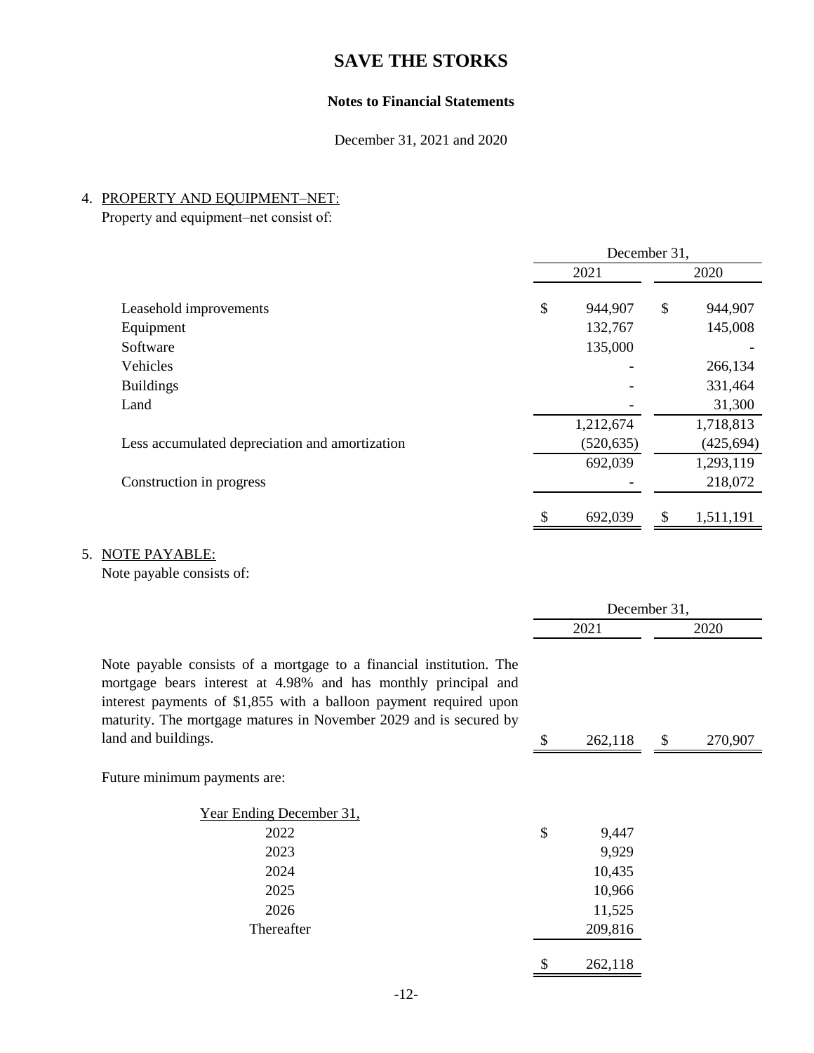# SAVE THE STORKS

**Notes to Financial Statements**

December 31, 2021 and 2020

4. PROPERTY AND EQUIPMENT–NET:

Property and equipment–net consist of:

| | December 31, | |
|---|---|---|
| | 2021 | 2020 |
| Leasehold improvements | $ 944,907 | $ 944,907 |
| Equipment | 132,767 | 145,008 |
| Software | 135,000 | - |
| Vehicles | - | 266,134 |
| Buildings | - | 331,464 |
| Land | - | 31,300 |
| | 1,212,674 | 1,718,813 |
| Less accumulated depreciation and amortization | (520,635) | (425,694) |
| | 692,039 | 1,293,119 |
| Construction in progress | - | 218,072 |
| | $ 692,039 | $ 1,511,191 |

5. NOTE PAYABLE:

Note payable consists of:

| | December 31, | |
|---|---|---|
| | 2021 | 2020 |
| Note payable consists of a mortgage to a financial institution. The mortgage bears interest at 4.98% and has monthly principal and interest payments of $1,855 with a balloon payment required upon maturity. The mortgage matures in November 2029 and is secured by land and buildings. | $ 262,118 | $ 270,907 |

Future minimum payments are:

| Year Ending December 31, | |
|---|---|
| 2022 | $ 9,447 |
| 2023 | 9,929 |
| 2024 | 10,435 |
| 2025 | 10,966 |
| 2026 | 11,525 |
| Thereafter | 209,816 |
| | $ 262,118 |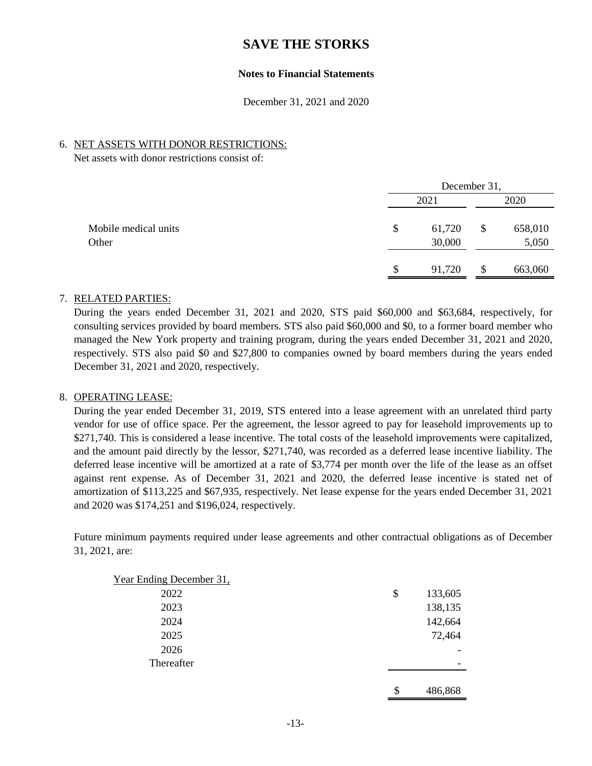# SAVE THE STORKS

**Notes to Financial Statements**

December 31, 2021 and 2020

6. NET ASSETS WITH DONOR RESTRICTIONS:

Net assets with donor restrictions consist of:

| | December 31, 2021 | December 31, 2020 |
|---|---|---|
| Mobile medical units | $ 61,720 | $ 658,010 |
| Other | 30,000 | 5,050 |
| | $ 91,720 | $ 663,060 |

7. RELATED PARTIES:

During the years ended December 31, 2021 and 2020, STS paid $60,000 and $63,684, respectively, for consulting services provided by board members. STS also paid $60,000 and $0, to a former board member who managed the New York property and training program, during the years ended December 31, 2021 and 2020, respectively. STS also paid $0 and $27,800 to companies owned by board members during the years ended December 31, 2021 and 2020, respectively.

8. OPERATING LEASE:

During the year ended December 31, 2019, STS entered into a lease agreement with an unrelated third party vendor for use of office space. Per the agreement, the lessor agreed to pay for leasehold improvements up to $271,740. This is considered a lease incentive. The total costs of the leasehold improvements were capitalized, and the amount paid directly by the lessor, $271,740, was recorded as a deferred lease incentive liability. The deferred lease incentive will be amortized at a rate of $3,774 per month over the life of the lease as an offset against rent expense. As of December 31, 2021 and 2020, the deferred lease incentive is stated net of amortization of $113,225 and $67,935, respectively. Net lease expense for the years ended December 31, 2021 and 2020 was $174,251 and $196,024, respectively.

Future minimum payments required under lease agreements and other contractual obligations as of December 31, 2021, are:

| Year Ending December 31, | |
|---|---|
| 2022 | $ 133,605 |
| 2023 | 138,135 |
| 2024 | 142,664 |
| 2025 | 72,464 |
| 2026 | - |
| Thereafter | - |
| | $ 486,868 |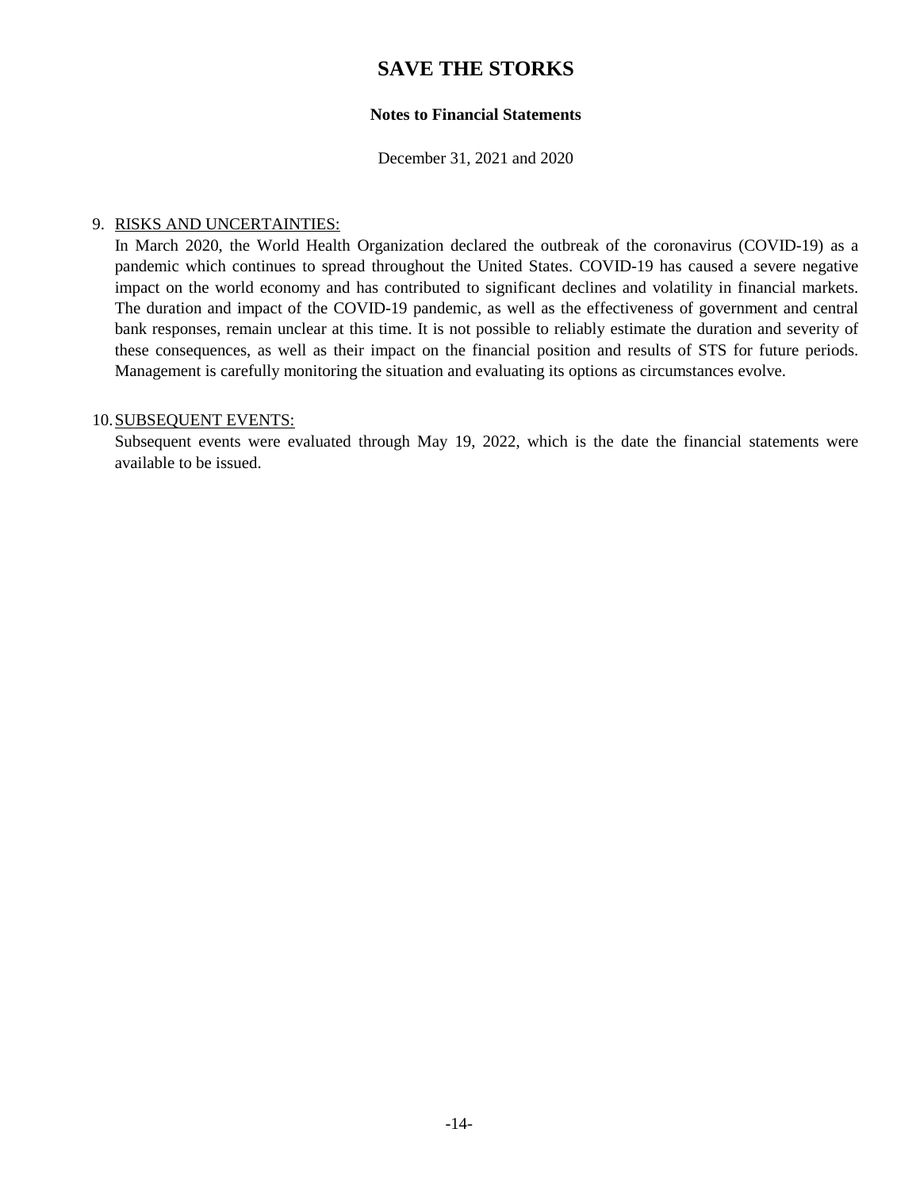# SAVE THE STORKS

**Notes to Financial Statements**

December 31, 2021 and 2020

9. RISKS AND UNCERTAINTIES:

   In March 2020, the World Health Organization declared the outbreak of the coronavirus (COVID-19) as a pandemic which continues to spread throughout the United States. COVID-19 has caused a severe negative impact on the world economy and has contributed to significant declines and volatility in financial markets. The duration and impact of the COVID-19 pandemic, as well as the effectiveness of government and central bank responses, remain unclear at this time. It is not possible to reliably estimate the duration and severity of these consequences, as well as their impact on the financial position and results of STS for future periods. Management is carefully monitoring the situation and evaluating its options as circumstances evolve.

10. SUBSEQUENT EVENTS:

    Subsequent events were evaluated through May 19, 2022, which is the date the financial statements were available to be issued.